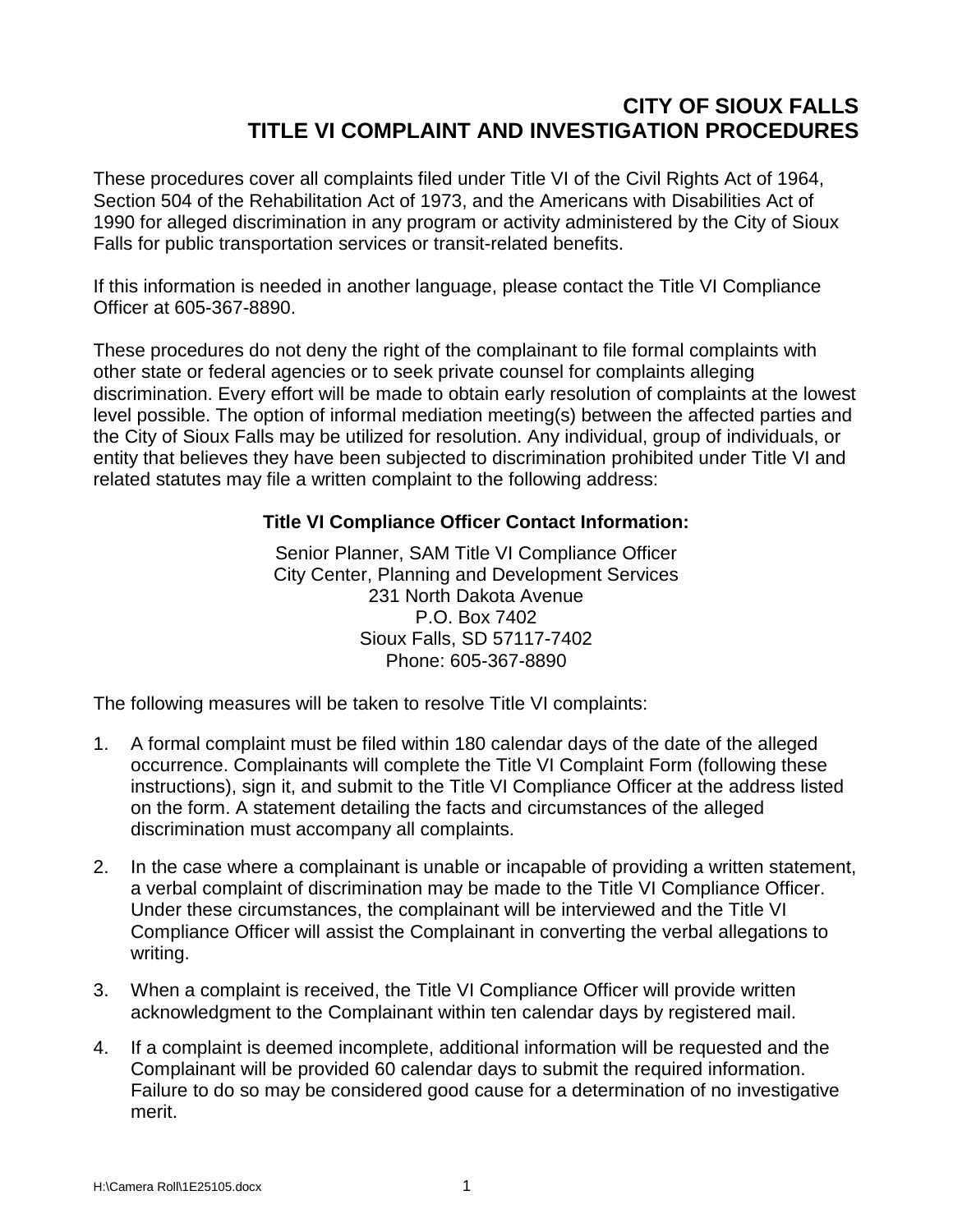# CITY OF SIOUX FALLS
# TITLE VI COMPLAINT AND INVESTIGATION PROCEDURES

These procedures cover all complaints filed under Title VI of the Civil Rights Act of 1964, Section 504 of the Rehabilitation Act of 1973, and the Americans with Disabilities Act of 1990 for alleged discrimination in any program or activity administered by the City of Sioux Falls for public transportation services or transit-related benefits.

If this information is needed in another language, please contact the Title VI Compliance Officer at 605-367-8890.

These procedures do not deny the right of the complainant to file formal complaints with other state or federal agencies or to seek private counsel for complaints alleging discrimination. Every effort will be made to obtain early resolution of complaints at the lowest level possible. The option of informal mediation meeting(s) between the affected parties and the City of Sioux Falls may be utilized for resolution. Any individual, group of individuals, or entity that believes they have been subjected to discrimination prohibited under Title VI and related statutes may file a written complaint to the following address:

**Title VI Compliance Officer Contact Information:**

Senior Planner, SAM Title VI Compliance Officer
City Center, Planning and Development Services
231 North Dakota Avenue
P.O. Box 7402
Sioux Falls, SD 57117-7402
Phone: 605-367-8890

The following measures will be taken to resolve Title VI complaints:

1. A formal complaint must be filed within 180 calendar days of the date of the alleged occurrence. Complainants will complete the Title VI Complaint Form (following these instructions), sign it, and submit to the Title VI Compliance Officer at the address listed on the form. A statement detailing the facts and circumstances of the alleged discrimination must accompany all complaints.

2. In the case where a complainant is unable or incapable of providing a written statement, a verbal complaint of discrimination may be made to the Title VI Compliance Officer. Under these circumstances, the complainant will be interviewed and the Title VI Compliance Officer will assist the Complainant in converting the verbal allegations to writing.

3. When a complaint is received, the Title VI Compliance Officer will provide written acknowledgment to the Complainant within ten calendar days by registered mail.

4. If a complaint is deemed incomplete, additional information will be requested and the Complainant will be provided 60 calendar days to submit the required information. Failure to do so may be considered good cause for a determination of no investigative merit.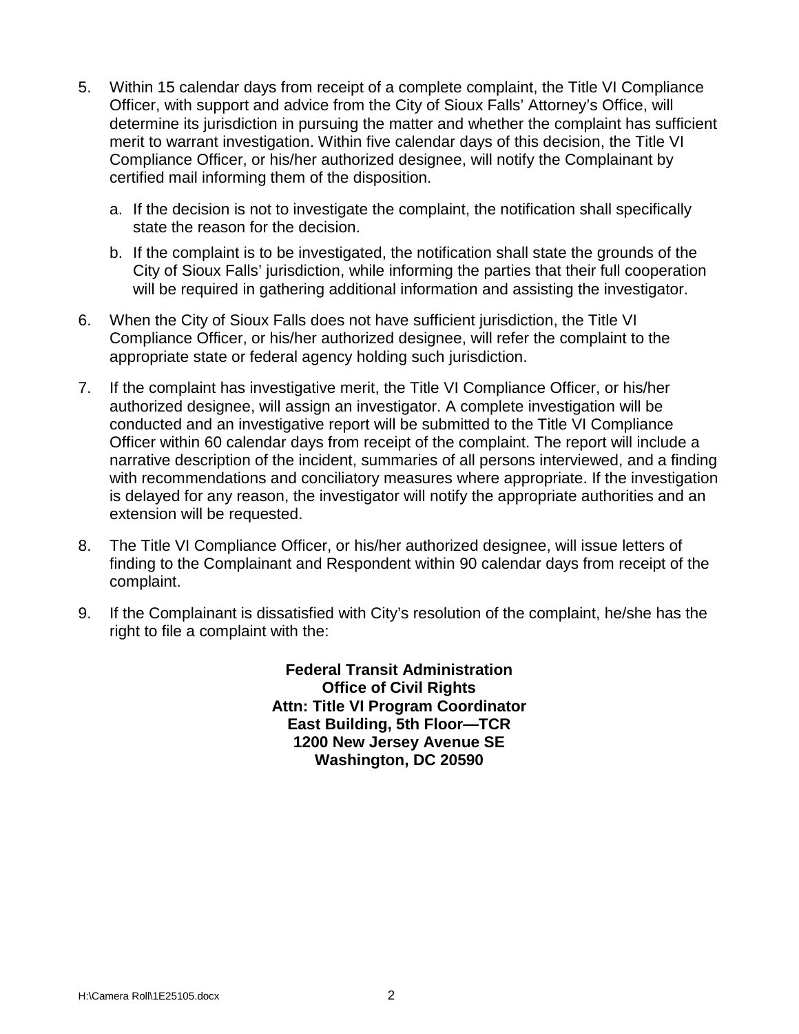5. Within 15 calendar days from receipt of a complete complaint, the Title VI Compliance Officer, with support and advice from the City of Sioux Falls' Attorney's Office, will determine its jurisdiction in pursuing the matter and whether the complaint has sufficient merit to warrant investigation. Within five calendar days of this decision, the Title VI Compliance Officer, or his/her authorized designee, will notify the Complainant by certified mail informing them of the disposition.

   a. If the decision is not to investigate the complaint, the notification shall specifically state the reason for the decision.

   b. If the complaint is to be investigated, the notification shall state the grounds of the City of Sioux Falls' jurisdiction, while informing the parties that their full cooperation will be required in gathering additional information and assisting the investigator.

6. When the City of Sioux Falls does not have sufficient jurisdiction, the Title VI Compliance Officer, or his/her authorized designee, will refer the complaint to the appropriate state or federal agency holding such jurisdiction.

7. If the complaint has investigative merit, the Title VI Compliance Officer, or his/her authorized designee, will assign an investigator. A complete investigation will be conducted and an investigative report will be submitted to the Title VI Compliance Officer within 60 calendar days from receipt of the complaint. The report will include a narrative description of the incident, summaries of all persons interviewed, and a finding with recommendations and conciliatory measures where appropriate. If the investigation is delayed for any reason, the investigator will notify the appropriate authorities and an extension will be requested.

8. The Title VI Compliance Officer, or his/her authorized designee, will issue letters of finding to the Complainant and Respondent within 90 calendar days from receipt of the complaint.

9. If the Complainant is dissatisfied with City's resolution of the complaint, he/she has the right to file a complaint with the:

**Federal Transit Administration**
**Office of Civil Rights**
**Attn: Title VI Program Coordinator**
**East Building, 5th Floor—TCR**
**1200 New Jersey Avenue SE**
**Washington, DC 20590**